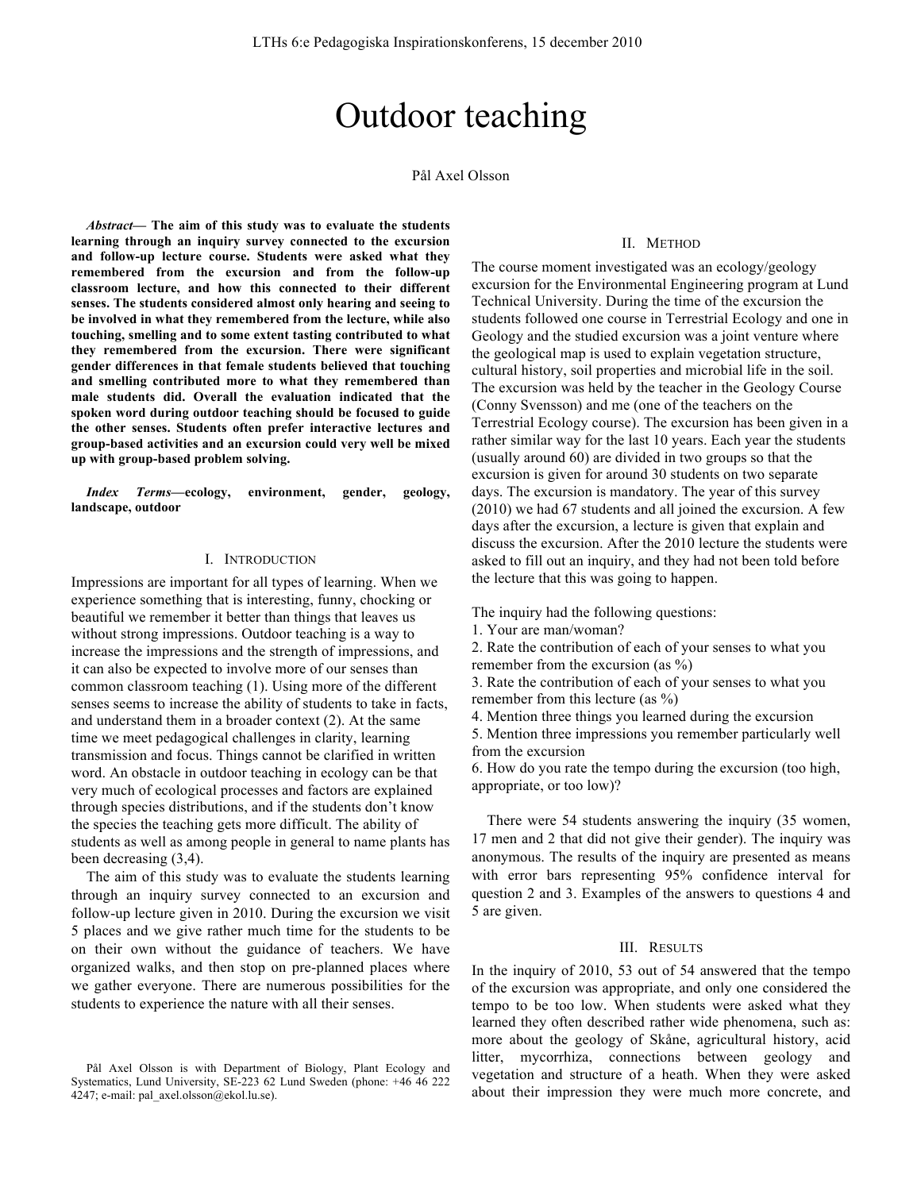# Outdoor teaching

Pål Axel Olsson

***Abstract*— The aim of this study was to evaluate the students learning through an inquiry survey connected to the excursion and follow-up lecture course. Students were asked what they remembered from the excursion and from the follow-up classroom lecture, and how this connected to their different senses. The students considered almost only hearing and seeing to be involved in what they remembered from the lecture, while also touching, smelling and to some extent tasting contributed to what they remembered from the excursion. There were significant gender differences in that female students believed that touching and smelling contributed more to what they remembered than male students did. Overall the evaluation indicated that the spoken word during outdoor teaching should be focused to guide the other senses. Students often prefer interactive lectures and group-based activities and an excursion could very well be mixed up with group-based problem solving.**

***Index Terms*—ecology, environment, gender, geology, landscape, outdoor**

## I. Introduction

Impressions are important for all types of learning. When we experience something that is interesting, funny, chocking or beautiful we remember it better than things that leaves us without strong impressions. Outdoor teaching is a way to increase the impressions and the strength of impressions, and it can also be expected to involve more of our senses than common classroom teaching (1). Using more of the different senses seems to increase the ability of students to take in facts, and understand them in a broader context (2). At the same time we meet pedagogical challenges in clarity, learning transmission and focus. Things cannot be clarified in written word. An obstacle in outdoor teaching in ecology can be that very much of ecological processes and factors are explained through species distributions, and if the students don't know the species the teaching gets more difficult. The ability of students as well as among people in general to name plants has been decreasing (3,4).

The aim of this study was to evaluate the students learning through an inquiry survey connected to an excursion and follow-up lecture given in 2010. During the excursion we visit 5 places and we give rather much time for the students to be on their own without the guidance of teachers. We have organized walks, and then stop on pre-planned places where we gather everyone. There are numerous possibilities for the students to experience the nature with all their senses.

Pål Axel Olsson is with Department of Biology, Plant Ecology and Systematics, Lund University, SE-223 62 Lund Sweden (phone: +46 46 222 4247; e-mail: pal_axel.olsson@ekol.lu.se).

## II. Method

The course moment investigated was an ecology/geology excursion for the Environmental Engineering program at Lund Technical University. During the time of the excursion the students followed one course in Terrestrial Ecology and one in Geology and the studied excursion was a joint venture where the geological map is used to explain vegetation structure, cultural history, soil properties and microbial life in the soil. The excursion was held by the teacher in the Geology Course (Conny Svensson) and me (one of the teachers on the Terrestrial Ecology course). The excursion has been given in a rather similar way for the last 10 years. Each year the students (usually around 60) are divided in two groups so that the excursion is given for around 30 students on two separate days. The excursion is mandatory. The year of this survey (2010) we had 67 students and all joined the excursion. A few days after the excursion, a lecture is given that explain and discuss the excursion. After the 2010 lecture the students were asked to fill out an inquiry, and they had not been told before the lecture that this was going to happen.

The inquiry had the following questions:
1. Your are man/woman?
2. Rate the contribution of each of your senses to what you remember from the excursion (as %)
3. Rate the contribution of each of your senses to what you remember from this lecture (as %)
4. Mention three things you learned during the excursion
5. Mention three impressions you remember particularly well from the excursion
6. How do you rate the tempo during the excursion (too high, appropriate, or too low)?

There were 54 students answering the inquiry (35 women, 17 men and 2 that did not give their gender). The inquiry was anonymous. The results of the inquiry are presented as means with error bars representing 95% confidence interval for question 2 and 3. Examples of the answers to questions 4 and 5 are given.

## III. Results

In the inquiry of 2010, 53 out of 54 answered that the tempo of the excursion was appropriate, and only one considered the tempo to be too low. When students were asked what they learned they often described rather wide phenomena, such as: more about the geology of Skåne, agricultural history, acid litter, mycorrhiza, connections between geology and vegetation and structure of a heath. When they were asked about their impression they were much more concrete, and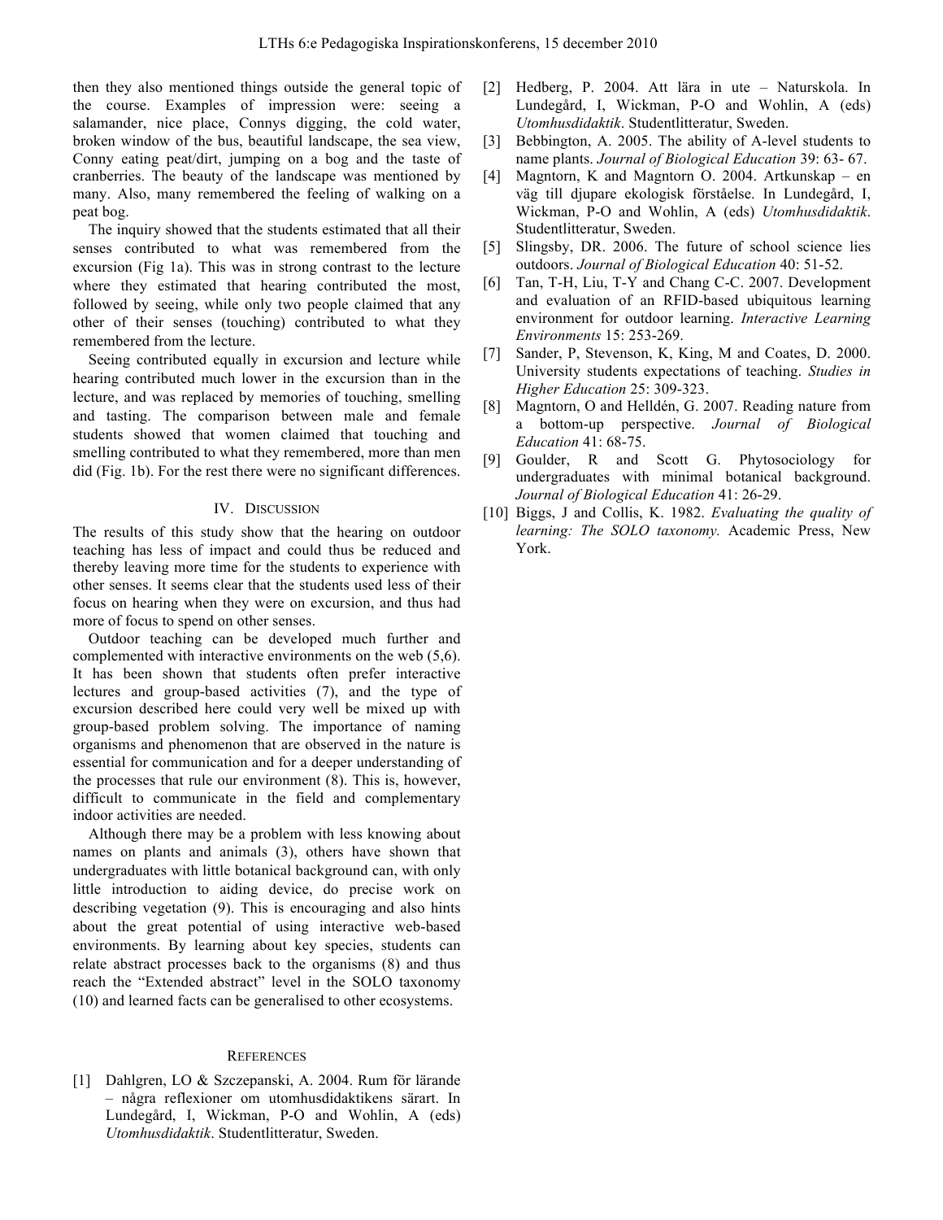then they also mentioned things outside the general topic of the course. Examples of impression were: seeing a salamander, nice place, Connys digging, the cold water, broken window of the bus, beautiful landscape, the sea view, Conny eating peat/dirt, jumping on a bog and the taste of cranberries. The beauty of the landscape was mentioned by many. Also, many remembered the feeling of walking on a peat bog.

The inquiry showed that the students estimated that all their senses contributed to what was remembered from the excursion (Fig 1a). This was in strong contrast to the lecture where they estimated that hearing contributed the most, followed by seeing, while only two people claimed that any other of their senses (touching) contributed to what they remembered from the lecture.

Seeing contributed equally in excursion and lecture while hearing contributed much lower in the excursion than in the lecture, and was replaced by memories of touching, smelling and tasting. The comparison between male and female students showed that women claimed that touching and smelling contributed to what they remembered, more than men did (Fig. 1b). For the rest there were no significant differences.

## IV. Discussion

The results of this study show that the hearing on outdoor teaching has less of impact and could thus be reduced and thereby leaving more time for the students to experience with other senses. It seems clear that the students used less of their focus on hearing when they were on excursion, and thus had more of focus to spend on other senses.

Outdoor teaching can be developed much further and complemented with interactive environments on the web (5,6). It has been shown that students often prefer interactive lectures and group-based activities (7), and the type of excursion described here could very well be mixed up with group-based problem solving. The importance of naming organisms and phenomenon that are observed in the nature is essential for communication and for a deeper understanding of the processes that rule our environment (8). This is, however, difficult to communicate in the field and complementary indoor activities are needed.

Although there may be a problem with less knowing about names on plants and animals (3), others have shown that undergraduates with little botanical background can, with only little introduction to aiding device, do precise work on describing vegetation (9). This is encouraging and also hints about the great potential of using interactive web-based environments. By learning about key species, students can relate abstract processes back to the organisms (8) and thus reach the "Extended abstract" level in the SOLO taxonomy (10) and learned facts can be generalised to other ecosystems.

## References

[1] Dahlgren, LO & Szczepanski, A. 2004. Rum för lärande – några reflexioner om utomhusdidaktikens särart. In Lundegård, I, Wickman, P-O and Wohlin, A (eds) *Utomhusdidaktik*. Studentlitteratur, Sweden.

[2] Hedberg, P. 2004. Att lära in ute – Naturskola. In Lundegård, I, Wickman, P-O and Wohlin, A (eds) *Utomhusdidaktik*. Studentlitteratur, Sweden.

[3] Bebbington, A. 2005. The ability of A-level students to name plants. *Journal of Biological Education* 39: 63- 67.

[4] Magntorn, K and Magntorn O. 2004. Artkunskap – en väg till djupare ekologisk förståelse. In Lundegård, I, Wickman, P-O and Wohlin, A (eds) *Utomhusdidaktik*. Studentlitteratur, Sweden.

[5] Slingsby, DR. 2006. The future of school science lies outdoors. *Journal of Biological Education* 40: 51-52.

[6] Tan, T-H, Liu, T-Y and Chang C-C. 2007. Development and evaluation of an RFID-based ubiquitous learning environment for outdoor learning. *Interactive Learning Environments* 15: 253-269.

[7] Sander, P, Stevenson, K, King, M and Coates, D. 2000. University students expectations of teaching. *Studies in Higher Education* 25: 309-323.

[8] Magntorn, O and Helldén, G. 2007. Reading nature from a bottom-up perspective. *Journal of Biological Education* 41: 68-75.

[9] Goulder, R and Scott G. Phytosociology for undergraduates with minimal botanical background. *Journal of Biological Education* 41: 26-29.

[10] Biggs, J and Collis, K. 1982. *Evaluating the quality of learning: The SOLO taxonomy.* Academic Press, New York.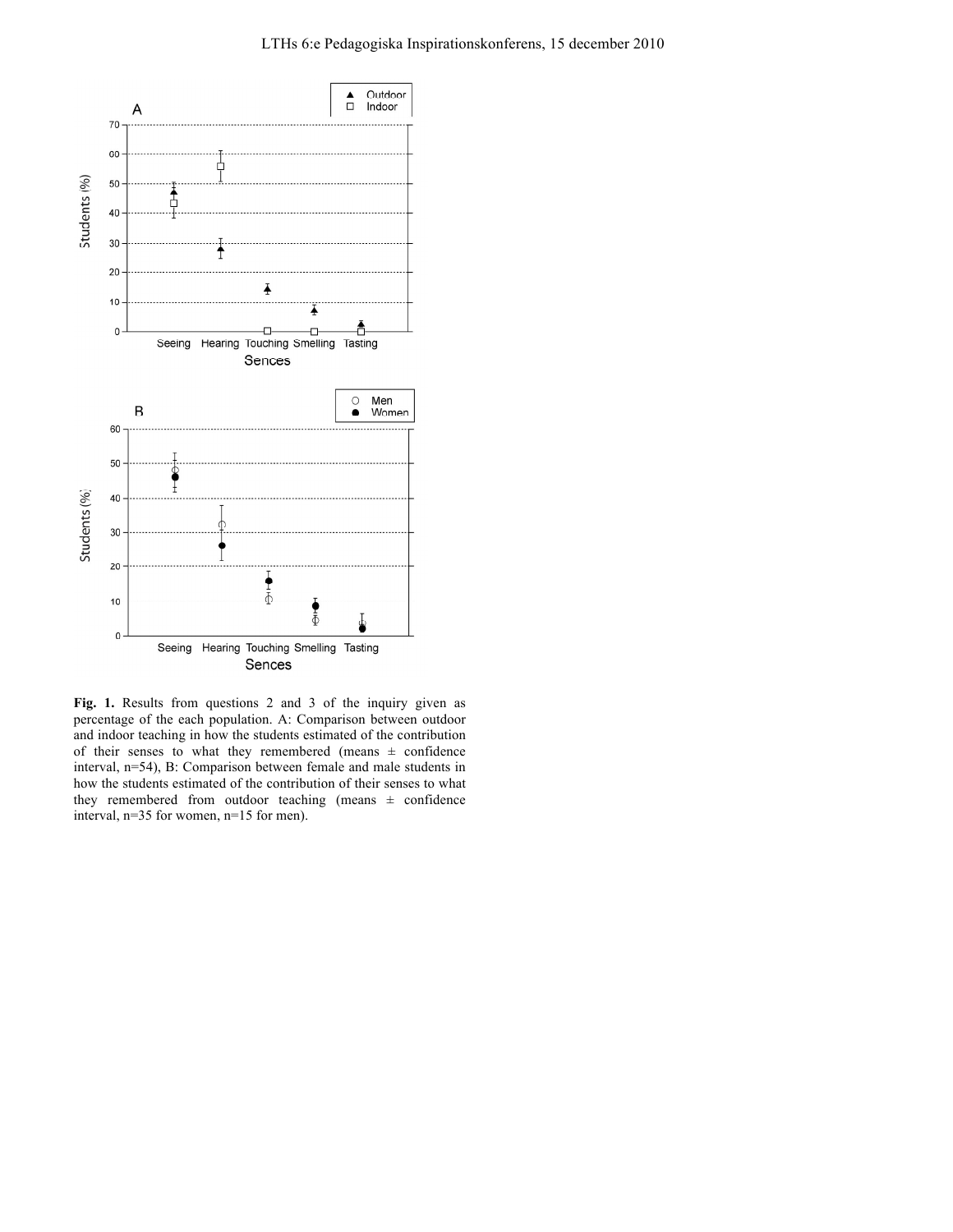A

▲ Outdoor
□ Indoor

Students (%)

70
60
50
40
30
20
10
0

Seeing Hearing Touching Smelling Tasting

Sences

B

○ Men
● Women

Students (%)

60
50
40
30
20
10
0

Seeing Hearing Touching Smelling Tasting

Sences

**Fig. 1.** Results from questions 2 and 3 of the inquiry given as percentage of the each population. A: Comparison between outdoor and indoor teaching in how the students estimated of the contribution of their senses to what they remembered (means ± confidence interval, n=54), B: Comparison between female and male students in how the students estimated of the contribution of their senses to what they remembered from outdoor teaching (means ± confidence interval, n=35 for women, n=15 for men).